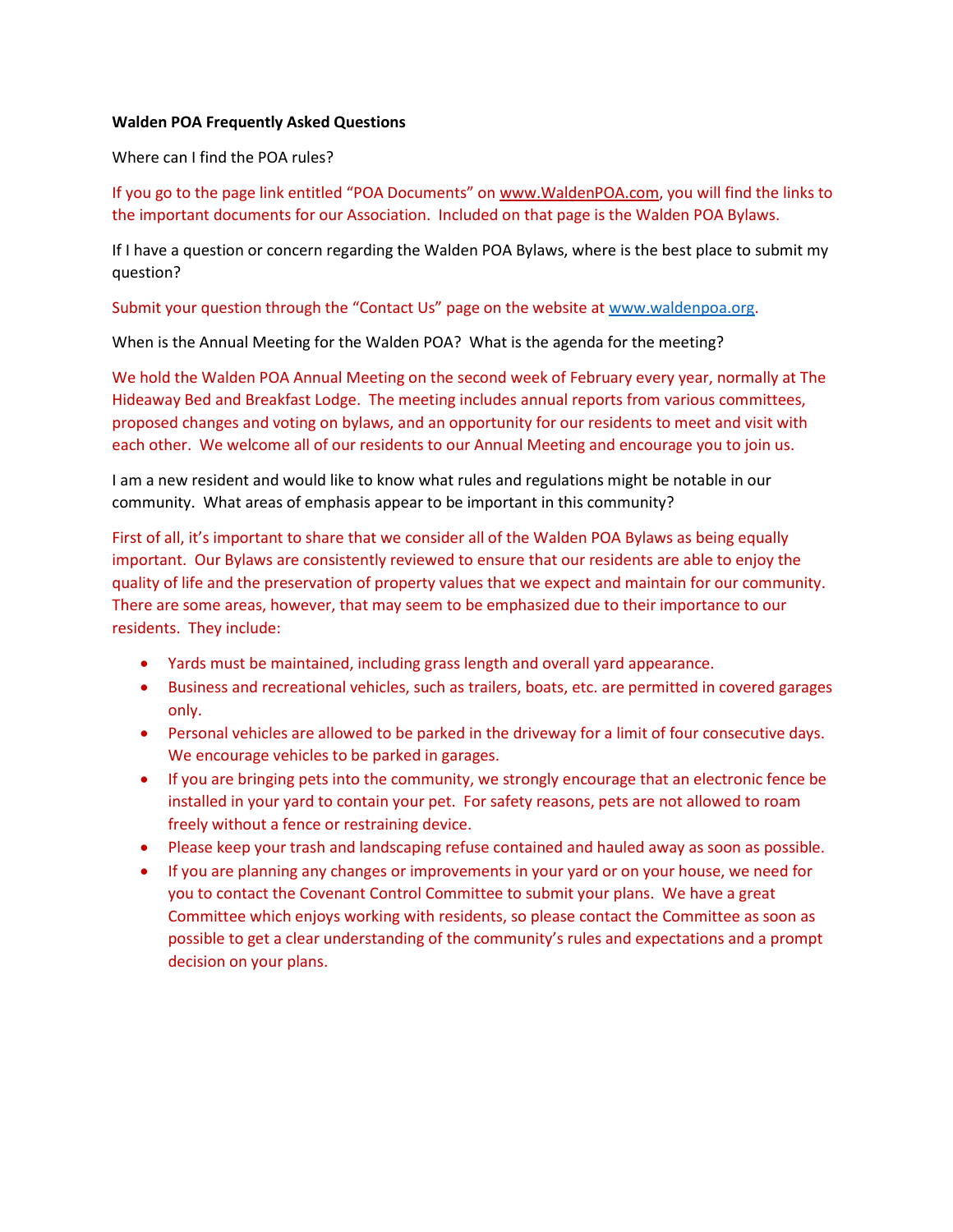**Walden POA Frequently Asked Questions**

Where can I find the POA rules?

If you go to the page link entitled "POA Documents" on www.WaldenPOA.com, you will find the links to the important documents for our Association. Included on that page is the Walden POA Bylaws.

If I have a question or concern regarding the Walden POA Bylaws, where is the best place to submit my question?

Submit your question through the "Contact Us" page on the website at www.waldenpoa.org.

When is the Annual Meeting for the Walden POA? What is the agenda for the meeting?

We hold the Walden POA Annual Meeting on the second week of February every year, normally at The Hideaway Bed and Breakfast Lodge. The meeting includes annual reports from various committees, proposed changes and voting on bylaws, and an opportunity for our residents to meet and visit with each other. We welcome all of our residents to our Annual Meeting and encourage you to join us.

I am a new resident and would like to know what rules and regulations might be notable in our community. What areas of emphasis appear to be important in this community?

First of all, it's important to share that we consider all of the Walden POA Bylaws as being equally important. Our Bylaws are consistently reviewed to ensure that our residents are able to enjoy the quality of life and the preservation of property values that we expect and maintain for our community. There are some areas, however, that may seem to be emphasized due to their importance to our residents. They include:

- Yards must be maintained, including grass length and overall yard appearance.
- Business and recreational vehicles, such as trailers, boats, etc. are permitted in covered garages only.
- Personal vehicles are allowed to be parked in the driveway for a limit of four consecutive days. We encourage vehicles to be parked in garages.
- If you are bringing pets into the community, we strongly encourage that an electronic fence be installed in your yard to contain your pet. For safety reasons, pets are not allowed to roam freely without a fence or restraining device.
- Please keep your trash and landscaping refuse contained and hauled away as soon as possible.
- If you are planning any changes or improvements in your yard or on your house, we need for you to contact the Covenant Control Committee to submit your plans. We have a great Committee which enjoys working with residents, so please contact the Committee as soon as possible to get a clear understanding of the community's rules and expectations and a prompt decision on your plans.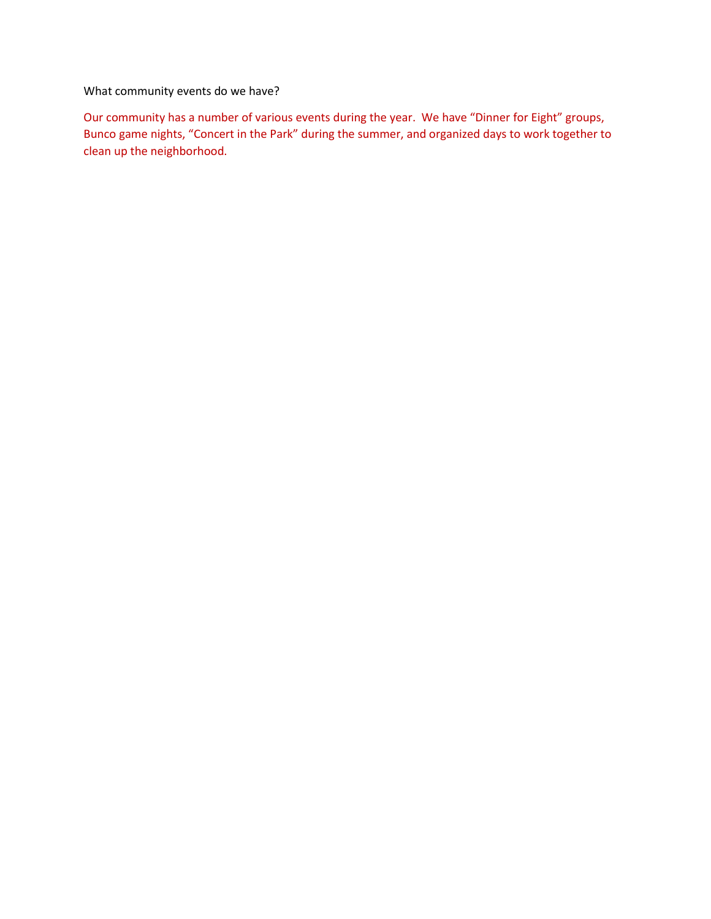What community events do we have?

Our community has a number of various events during the year.  We have “Dinner for Eight” groups, Bunco game nights, “Concert in the Park” during the summer, and organized days to work together to clean up the neighborhood.